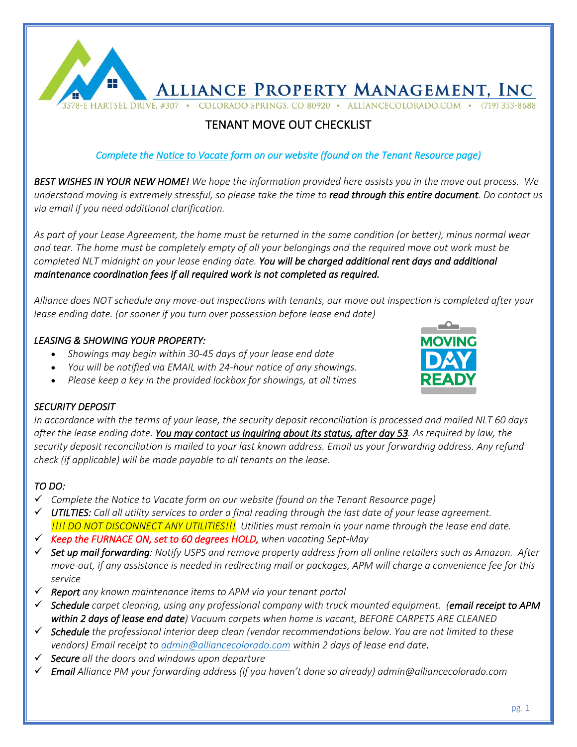# Alliance Property Management, Inc

3578-E Hartsel Drive, #307 • Colorado Springs, CO 80920 • alliancecolorado.com • (719) 355-8688

## TENANT MOVE OUT CHECKLIST

*Complete the Notice to Vacate form on our website (found on the Tenant Resource page)*

*BEST WISHES IN YOUR NEW HOME! We hope the information provided here assists you in the move out process. We understand moving is extremely stressful, so please take the time to **read through this entire document**. Do contact us via email if you need additional clarification.*

*As part of your Lease Agreement, the home must be returned in the same condition (or better), minus normal wear and tear. The home must be completely empty of all your belongings and the required move out work must be completed NLT midnight on your lease ending date. **You will be charged additional rent days and additional maintenance coordination fees if all required work is not completed as required.***

*Alliance does NOT schedule any move-out inspections with tenants, our move out inspection is completed after your lease ending date. (or sooner if you turn over possession before lease end date)*

### *LEASING & SHOWING YOUR PROPERTY:*

- *Showings may begin within 30-45 days of your lease end date*
- *You will be notified via EMAIL with 24-hour notice of any showings.*
- *Please keep a key in the provided lockbox for showings, at all times*

### *SECURITY DEPOSIT*

*In accordance with the terms of your lease, the security deposit reconciliation is processed and mailed NLT 60 days after the lease ending date. **You may contact us inquiring about its status, after day 53**. As required by law, the security deposit reconciliation is mailed to your last known address. Email us your forwarding address. Any refund check (if applicable) will be made payable to all tenants on the lease.*

### *TO DO:*

- ✓ *Complete the Notice to Vacate form on our website (found on the Tenant Resource page)*
- ✓ ***UTILTIES:** Call all utility services to order a final reading through the last date of your lease agreement. !!!! DO NOT DISCONNECT ANY UTILITIES!!! Utilities must remain in your name through the lease end date.*
- ✓ *Keep the FURNACE ON, set to 60 degrees HOLD, when vacating Sept-May*
- ✓ ***Set up mail forwarding**: Notify USPS and remove property address from all online retailers such as Amazon. After move-out, if any assistance is needed in redirecting mail or packages, APM will charge a convenience fee for this service*
- ✓ ***Report** any known maintenance items to APM via your tenant portal*
- ✓ ***Schedule** carpet cleaning, using any professional company with truck mounted equipment. (**email receipt to APM within 2 days of lease end date**) Vacuum carpets when home is vacant, BEFORE CARPETS ARE CLEANED*
- ✓ ***Schedule** the professional interior deep clean (vendor recommendations below. You are not limited to these vendors) Email receipt to admin@alliancecolorado.com within 2 days of lease end date.*
- ✓ ***Secure** all the doors and windows upon departure*
- ✓ ***Email** Alliance PM your forwarding address (if you haven't done so already) admin@alliancecolorado.com*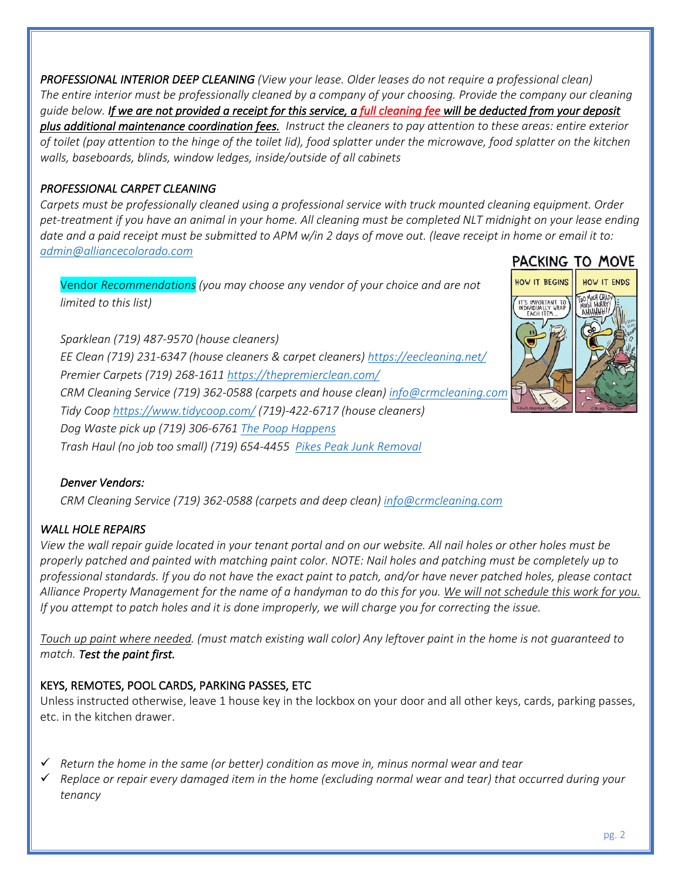*PROFESSIONAL INTERIOR DEEP CLEANING* *(View your lease. Older leases do not require a professional clean)*
*The entire interior must be professionally cleaned by a company of your choosing. Provide the company our cleaning guide below.* ***If we are not provided a receipt for this service, a full cleaning fee will be deducted from your deposit plus additional maintenance coordination fees.*** *Instruct the cleaners to pay attention to these areas: entire exterior of toilet (pay attention to the hinge of the toilet lid), food splatter under the microwave, food splatter on the kitchen walls, baseboards, blinds, window ledges, inside/outside of all cabinets*

*PROFESSIONAL CARPET CLEANING*
*Carpets must be professionally cleaned using a professional service with truck mounted cleaning equipment. Order pet-treatment if you have an animal in your home. All cleaning must be completed NLT midnight on your lease ending date and a paid receipt must be submitted to APM w/in 2 days of move out. (leave receipt in home or email it to: admin@alliancecolorado.com*

Vendor *Recommendations (you may choose any vendor of your choice and are not limited to this list)*

*Sparklean (719) 487-9570 (house cleaners)*
*EE Clean (719) 231-6347 (house cleaners & carpet cleaners) https://eecleaning.net/*
*Premier Carpets (719) 268-1611 https://thepremierclean.com/*
*CRM Cleaning Service (719) 362-0588 (carpets and house clean) info@crmcleaning.com*
*Tidy Coop https://www.tidycoop.com/ (719)-422-6717 (house cleaners)*
*Dog Waste pick up (719) 306-6761 The Poop Happens*
*Trash Haul (no job too small) (719) 654-4455 Pikes Peak Junk Removal*

*Denver Vendors:*
*CRM Cleaning Service (719) 362-0588 (carpets and deep clean) info@crmcleaning.com*

*WALL HOLE REPAIRS*
*View the wall repair guide located in your tenant portal and on our website. All nail holes or other holes must be properly patched and painted with matching paint color. NOTE: Nail holes and patching must be completely up to professional standards. If you do not have the exact paint to patch, and/or have never patched holes, please contact Alliance Property Management for the name of a handyman to do this for you. We will not schedule this work for you. If you attempt to patch holes and it is done improperly, we will charge you for correcting the issue.*

*Touch up paint where needed. (must match existing wall color) Any leftover paint in the home is not guaranteed to match.* ***Test the paint first.***

KEYS, REMOTES, POOL CARDS, PARKING PASSES, ETC
Unless instructed otherwise, leave 1 house key in the lockbox on your door and all other keys, cards, parking passes, etc. in the kitchen drawer.

- ✓ *Return the home in the same (or better) condition as move in, minus normal wear and tear*
- ✓ *Replace or repair every damaged item in the home (excluding normal wear and tear) that occurred during your tenancy*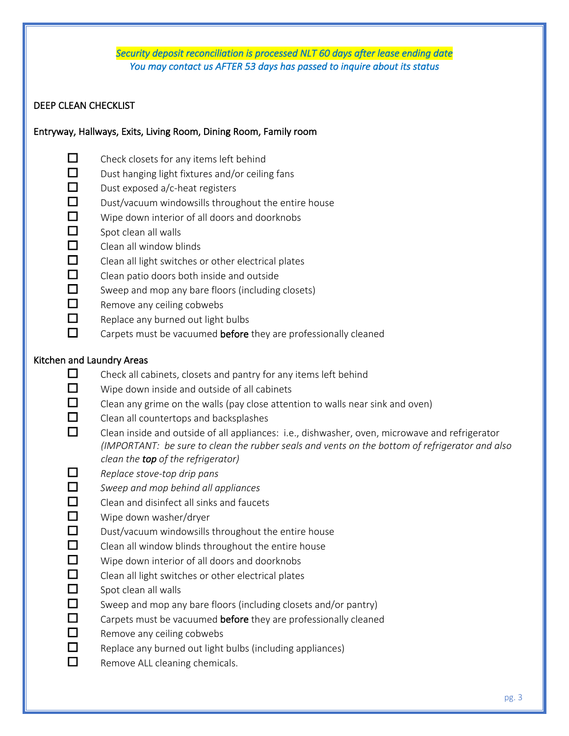*Security deposit reconciliation is processed NLT 60 days after lease ending date*
*You may contact us AFTER 53 days has passed to inquire about its status*

DEEP CLEAN CHECKLIST

Entryway, Hallways, Exits, Living Room, Dining Room, Family room

- ☐ Check closets for any items left behind
- ☐ Dust hanging light fixtures and/or ceiling fans
- ☐ Dust exposed a/c-heat registers
- ☐ Dust/vacuum windowsills throughout the entire house
- ☐ Wipe down interior of all doors and doorknobs
- ☐ Spot clean all walls
- ☐ Clean all window blinds
- ☐ Clean all light switches or other electrical plates
- ☐ Clean patio doors both inside and outside
- ☐ Sweep and mop any bare floors (including closets)
- ☐ Remove any ceiling cobwebs
- ☐ Replace any burned out light bulbs
- ☐ Carpets must be vacuumed **before** they are professionally cleaned

Kitchen and Laundry Areas

- ☐ Check all cabinets, closets and pantry for any items left behind
- ☐ Wipe down inside and outside of all cabinets
- ☐ Clean any grime on the walls (pay close attention to walls near sink and oven)
- ☐ Clean all countertops and backsplashes
- ☐ Clean inside and outside of all appliances: i.e., dishwasher, oven, microwave and refrigerator *(IMPORTANT: be sure to clean the rubber seals and vents on the bottom of refrigerator and also clean the **top** of the refrigerator)*
- ☐ *Replace stove-top drip pans*
- ☐ *Sweep and mop behind all appliances*
- ☐ Clean and disinfect all sinks and faucets
- ☐ Wipe down washer/dryer
- ☐ Dust/vacuum windowsills throughout the entire house
- ☐ Clean all window blinds throughout the entire house
- ☐ Wipe down interior of all doors and doorknobs
- ☐ Clean all light switches or other electrical plates
- ☐ Spot clean all walls
- ☐ Sweep and mop any bare floors (including closets and/or pantry)
- ☐ Carpets must be vacuumed **before** they are professionally cleaned
- ☐ Remove any ceiling cobwebs
- ☐ Replace any burned out light bulbs (including appliances)
- ☐ Remove ALL cleaning chemicals.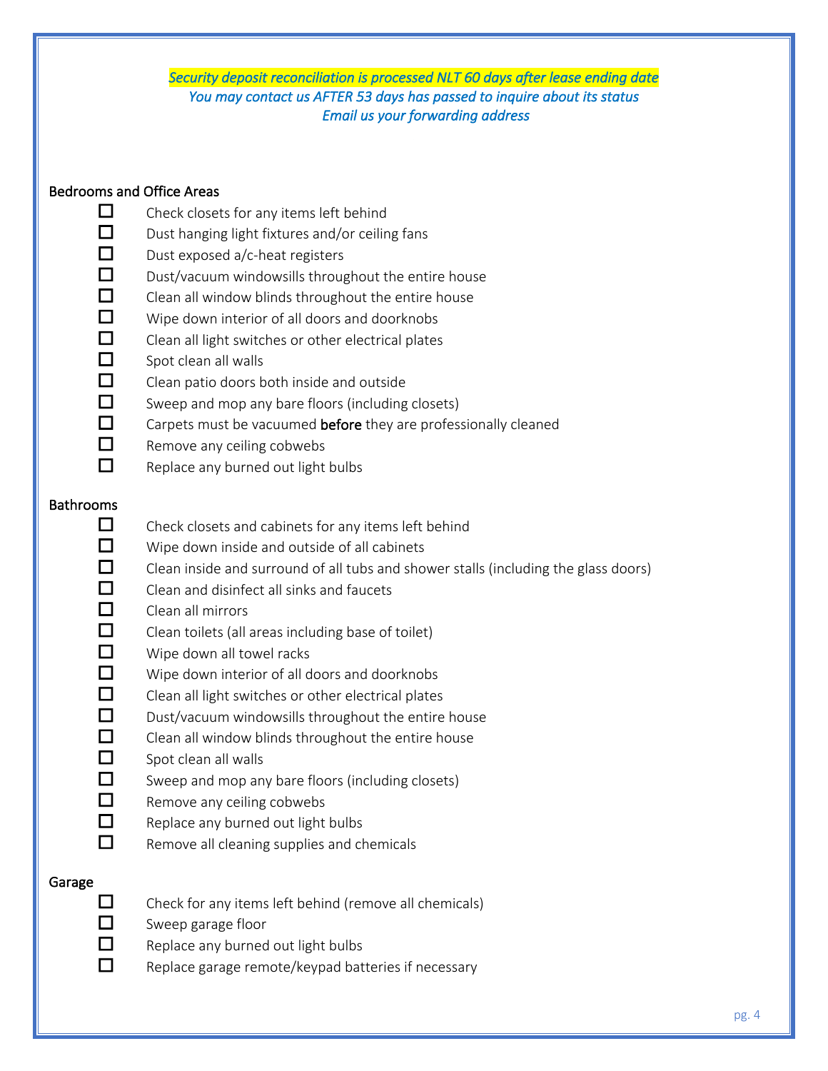*Security deposit reconciliation is processed NLT 60 days after lease ending date*
*You may contact us AFTER 53 days has passed to inquire about its status*
*Email us your forwarding address*

### Bedrooms and Office Areas

- ☐ Check closets for any items left behind
- ☐ Dust hanging light fixtures and/or ceiling fans
- ☐ Dust exposed a/c-heat registers
- ☐ Dust/vacuum windowsills throughout the entire house
- ☐ Clean all window blinds throughout the entire house
- ☐ Wipe down interior of all doors and doorknobs
- ☐ Clean all light switches or other electrical plates
- ☐ Spot clean all walls
- ☐ Clean patio doors both inside and outside
- ☐ Sweep and mop any bare floors (including closets)
- ☐ Carpets must be vacuumed **before** they are professionally cleaned
- ☐ Remove any ceiling cobwebs
- ☐ Replace any burned out light bulbs

### Bathrooms

- ☐ Check closets and cabinets for any items left behind
- ☐ Wipe down inside and outside of all cabinets
- ☐ Clean inside and surround of all tubs and shower stalls (including the glass doors)
- ☐ Clean and disinfect all sinks and faucets
- ☐ Clean all mirrors
- ☐ Clean toilets (all areas including base of toilet)
- ☐ Wipe down all towel racks
- ☐ Wipe down interior of all doors and doorknobs
- ☐ Clean all light switches or other electrical plates
- ☐ Dust/vacuum windowsills throughout the entire house
- ☐ Clean all window blinds throughout the entire house
- ☐ Spot clean all walls
- ☐ Sweep and mop any bare floors (including closets)
- ☐ Remove any ceiling cobwebs
- ☐ Replace any burned out light bulbs
- ☐ Remove all cleaning supplies and chemicals

### Garage

- ☐ Check for any items left behind (remove all chemicals)
- ☐ Sweep garage floor
- ☐ Replace any burned out light bulbs
- ☐ Replace garage remote/keypad batteries if necessary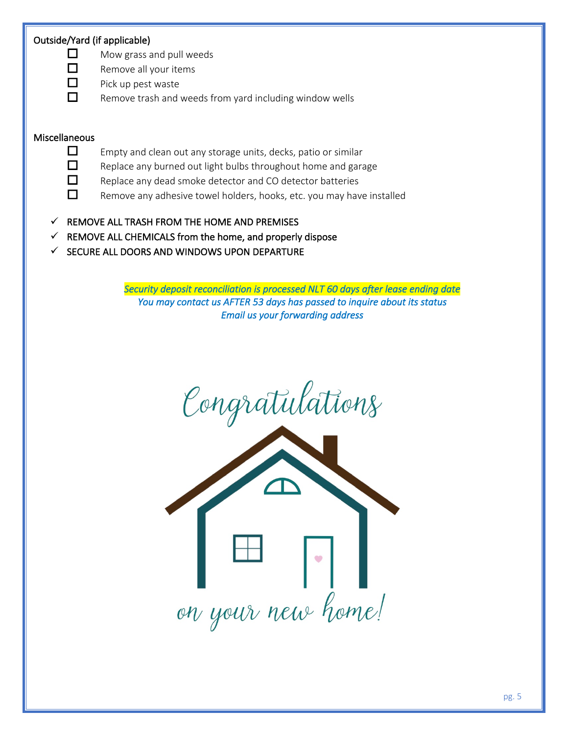Outside/Yard (if applicable)

- [ ] Mow grass and pull weeds
- [ ] Remove all your items
- [ ] Pick up pest waste
- [ ] Remove trash and weeds from yard including window wells

Miscellaneous

- [ ] Empty and clean out any storage units, decks, patio or similar
- [ ] Replace any burned out light bulbs throughout home and garage
- [ ] Replace any dead smoke detector and CO detector batteries
- [ ] Remove any adhesive towel holders, hooks, etc. you may have installed

- ✓ REMOVE ALL TRASH FROM THE HOME AND PREMISES
- ✓ REMOVE ALL CHEMICALS from the home, and properly dispose
- ✓ SECURE ALL DOORS AND WINDOWS UPON DEPARTURE

*Security deposit reconciliation is processed NLT 60 days after lease ending date*
*You may contact us AFTER 53 days has passed to inquire about its status*
*Email us your forwarding address*

Congratulations

on your new home!